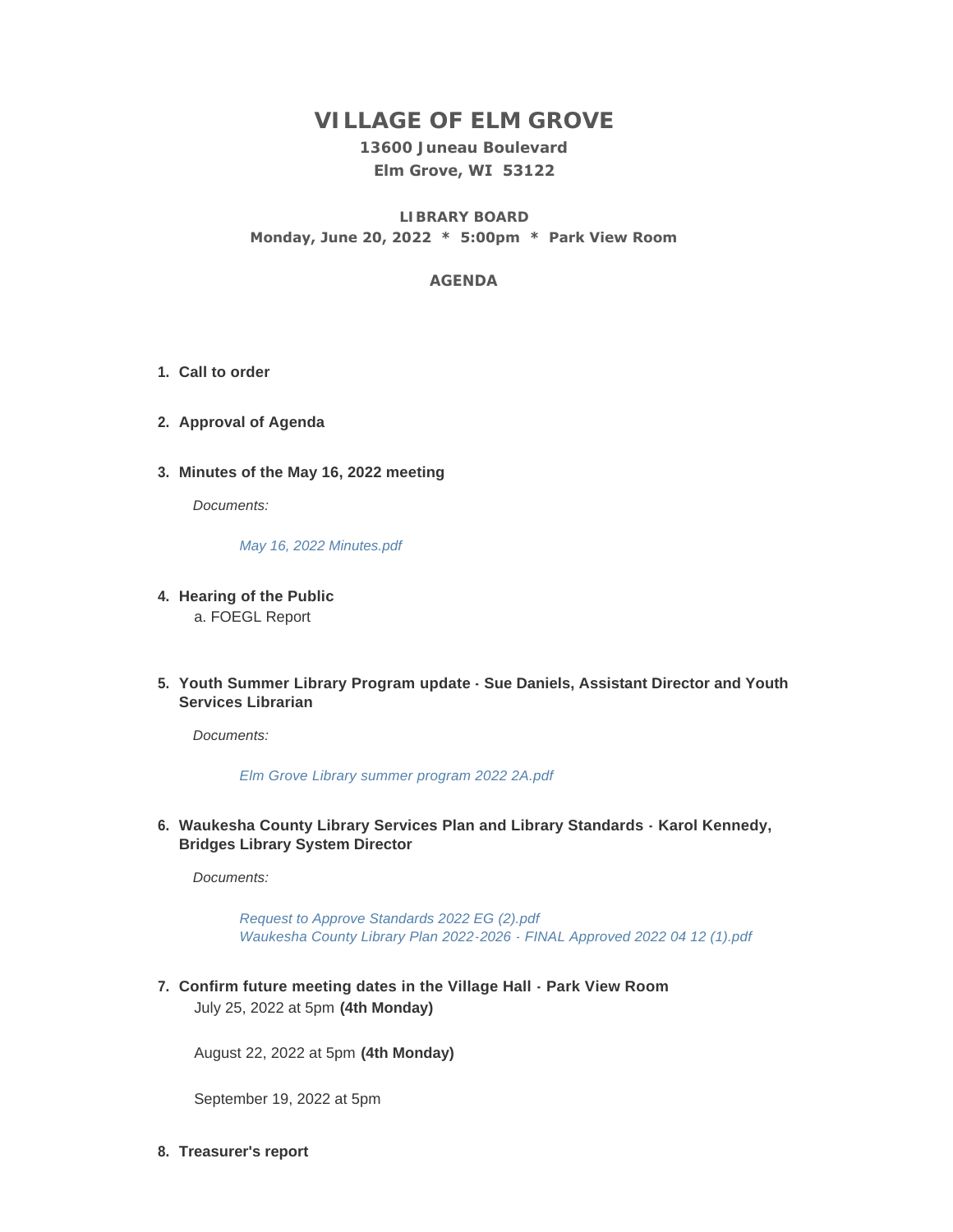# VILLAGE OF ELM GROVE

**13600 Juneau Boulevard**
**Elm Grove, WI 53122**

**LIBRARY BOARD**
**Monday, June 20, 2022 * 5:00pm * Park View Room**

## AGENDA

1. **Call to order**

2. **Approval of Agenda**

3. **Minutes of the May 16, 2022 meeting**

   *Documents:*

   *May 16, 2022 Minutes.pdf*

4. **Hearing of the Public**
   a. FOEGL Report

5. **Youth Summer Library Program update - Sue Daniels, Assistant Director and Youth Services Librarian**

   *Documents:*

   *Elm Grove Library summer program 2022 2A.pdf*

6. **Waukesha County Library Services Plan and Library Standards - Karol Kennedy, Bridges Library System Director**

   *Documents:*

   *Request to Approve Standards 2022 EG (2).pdf*
   *Waukesha County Library Plan 2022-2026 - FINAL Approved 2022 04 12 (1).pdf*

7. **Confirm future meeting dates in the Village Hall - Park View Room**

   July 25, 2022 at 5pm **(4th Monday)**

   August 22, 2022 at 5pm **(4th Monday)**

   September 19, 2022 at 5pm

8. **Treasurer's report**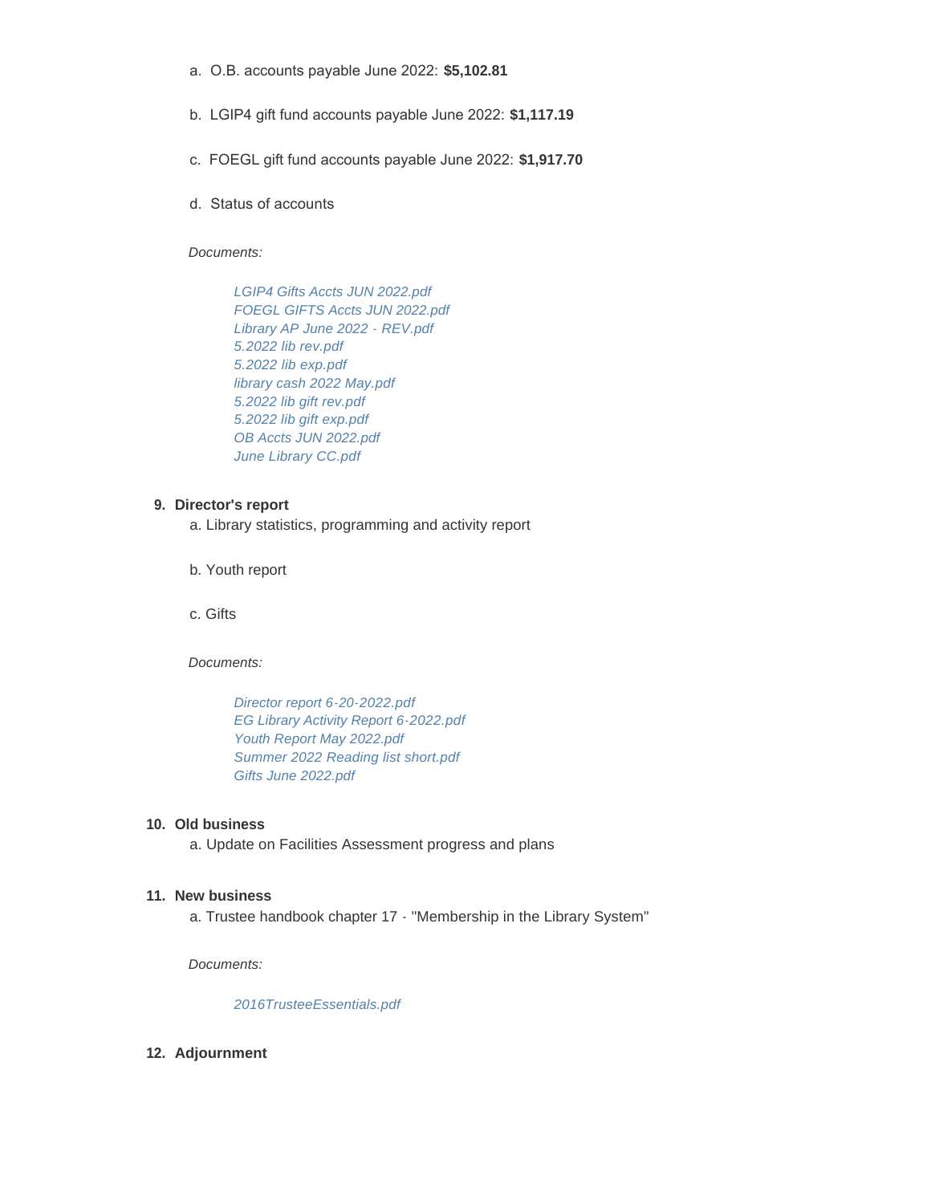a. O.B. accounts payable June 2022: **$5,102.81**

b. LGIP4 gift fund accounts payable June 2022: **$1,117.19**

c. FOEGL gift fund accounts payable June 2022: **$1,917.70**

d. Status of accounts

*Documents:*

*LGIP4 Gifts Accts JUN 2022.pdf*
*FOEGL GIFTS Accts JUN 2022.pdf*
*Library AP June 2022 - REV.pdf*
*5.2022 lib rev.pdf*
*5.2022 lib exp.pdf*
*library cash 2022 May.pdf*
*5.2022 lib gift rev.pdf*
*5.2022 lib gift exp.pdf*
*OB Accts JUN 2022.pdf*
*June Library CC.pdf*

**9. Director's report**

a. Library statistics, programming and activity report

b. Youth report

c. Gifts

*Documents:*

*Director report 6-20-2022.pdf*
*EG Library Activity Report 6-2022.pdf*
*Youth Report May 2022.pdf*
*Summer 2022 Reading list short.pdf*
*Gifts June 2022.pdf*

**10. Old business**

a. Update on Facilities Assessment progress and plans

**11. New business**

a. Trustee handbook chapter 17 - "Membership in the Library System"

*Documents:*

*2016TrusteeEssentials.pdf*

**12. Adjournment**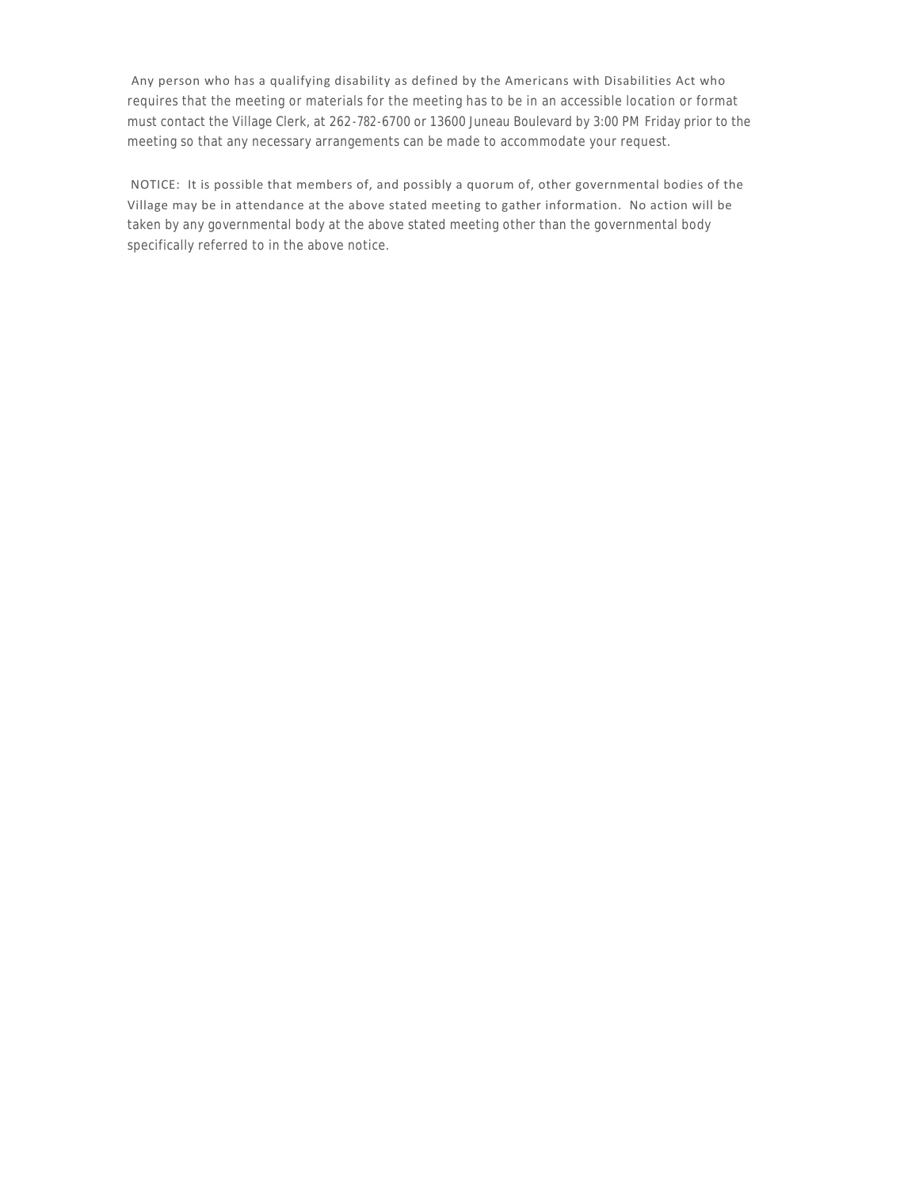Any person who has a qualifying disability as defined by the Americans with Disabilities Act who requires that the meeting or materials for the meeting has to be in an accessible location or format must contact the Village Clerk, at 262-782-6700 or 13600 Juneau Boulevard by 3:00 PM Friday prior to the meeting so that any necessary arrangements can be made to accommodate your request.

NOTICE: It is possible that members of, and possibly a quorum of, other governmental bodies of the Village may be in attendance at the above stated meeting to gather information. No action will be taken by any governmental body at the above stated meeting other than the governmental body specifically referred to in the above notice.